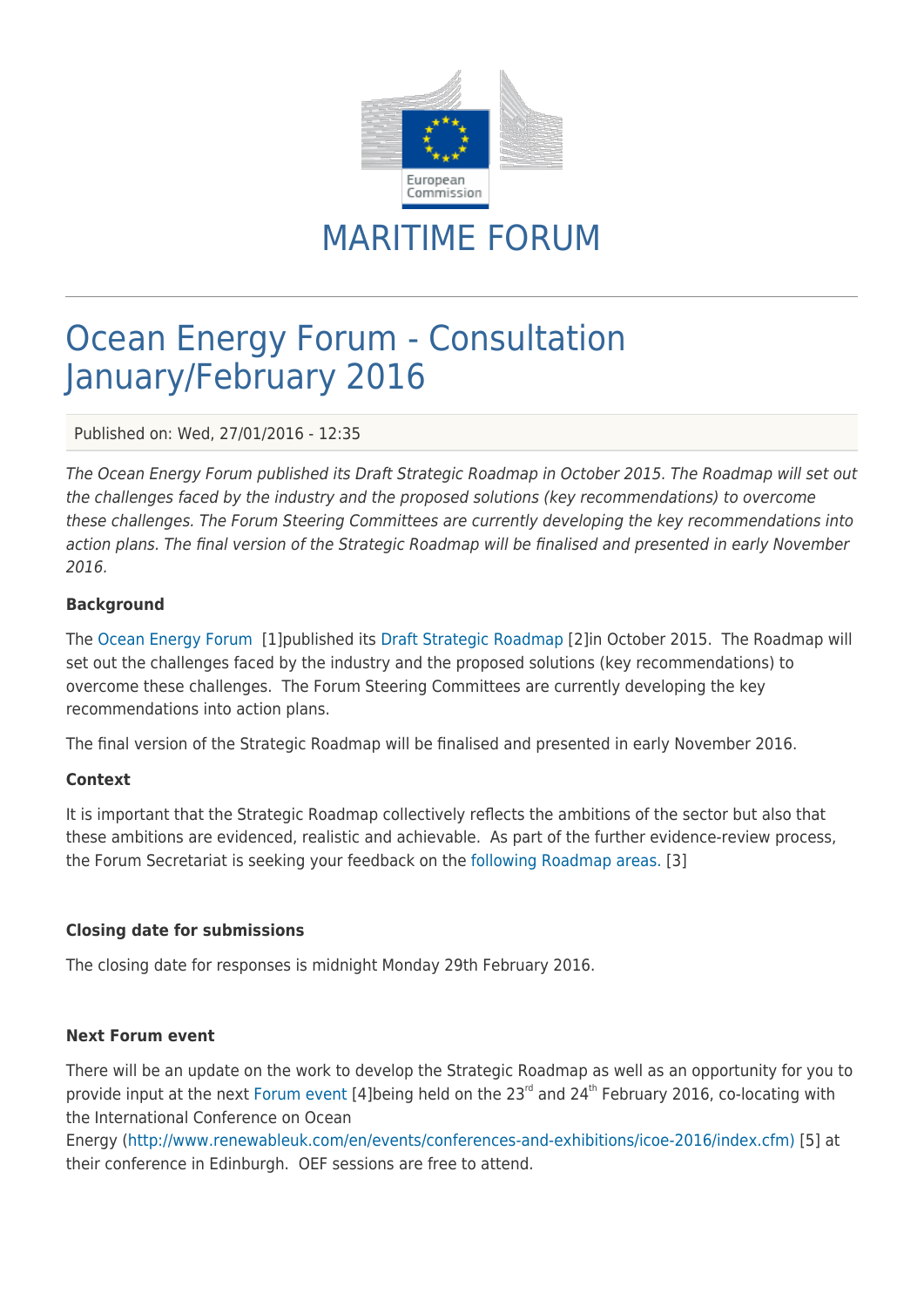# MARITIME FORUM

## Ocean Energy Forum - Consultation January/February 2016

Published on: Wed, 27/01/2016 - 12:35

*The Ocean Energy Forum published its Draft Strategic Roadmap in October 2015. The Roadmap will set out the challenges faced by the industry and the proposed solutions (key recommendations) to overcome these challenges. The Forum Steering Committees are currently developing the key recommendations into action plans. The final version of the Strategic Roadmap will be finalised and presented in early November 2016.*

**Background**

The Ocean Energy Forum [1]published its Draft Strategic Roadmap [2]in October 2015. The Roadmap will set out the challenges faced by the industry and the proposed solutions (key recommendations) to overcome these challenges. The Forum Steering Committees are currently developing the key recommendations into action plans.

The final version of the Strategic Roadmap will be finalised and presented in early November 2016.

**Context**

It is important that the Strategic Roadmap collectively reflects the ambitions of the sector but also that these ambitions are evidenced, realistic and achievable. As part of the further evidence-review process, the Forum Secretariat is seeking your feedback on the following Roadmap areas. [3]

**Closing date for submissions**

The closing date for responses is midnight Monday 29th February 2016.

**Next Forum event**

There will be an update on the work to develop the Strategic Roadmap as well as an opportunity for you to provide input at the next Forum event [4]being held on the 23rd and 24th February 2016, co-locating with the International Conference on Ocean Energy (http://www.renewableuk.com/en/events/conferences-and-exhibitions/icoe-2016/index.cfm) [5] at their conference in Edinburgh. OEF sessions are free to attend.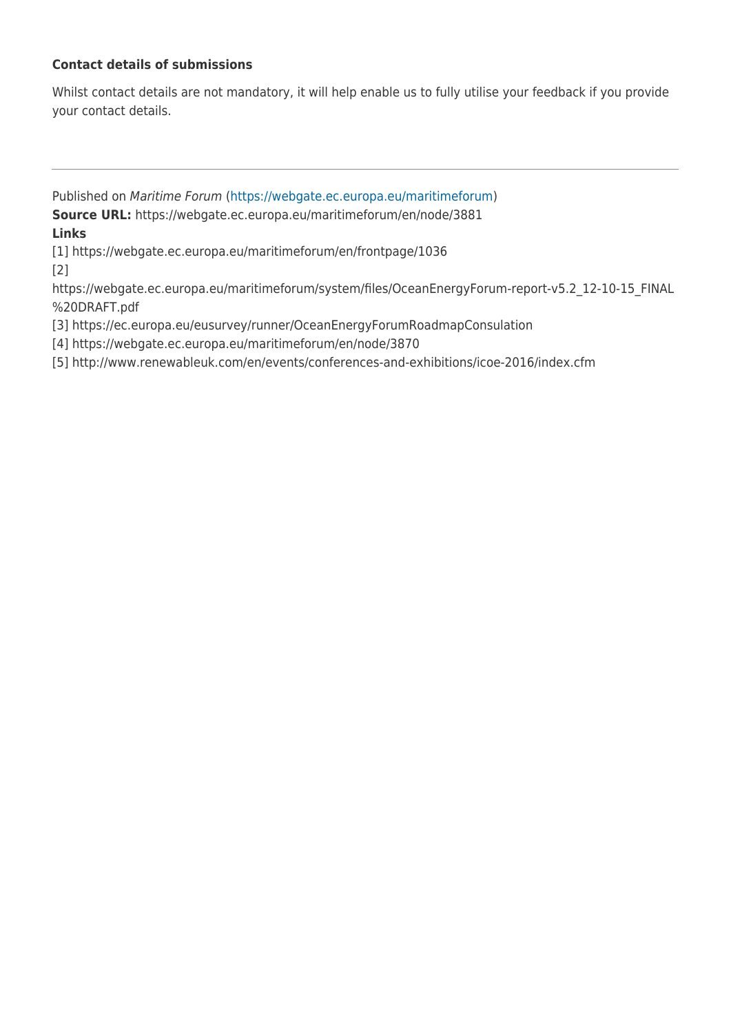**Contact details of submissions**

Whilst contact details are not mandatory, it will help enable us to fully utilise your feedback if you provide your contact details.

---

Published on *Maritime Forum* (https://webgate.ec.europa.eu/maritimeforum)

**Source URL:** https://webgate.ec.europa.eu/maritimeforum/en/node/3881

**Links**

[1] https://webgate.ec.europa.eu/maritimeforum/en/frontpage/1036

[2] https://webgate.ec.europa.eu/maritimeforum/system/files/OceanEnergyForum-report-v5.2_12-10-15_FINAL%20DRAFT.pdf

[3] https://ec.europa.eu/eusurvey/runner/OceanEnergyForumRoadmapConsulation

[4] https://webgate.ec.europa.eu/maritimeforum/en/node/3870

[5] http://www.renewableuk.com/en/events/conferences-and-exhibitions/icoe-2016/index.cfm